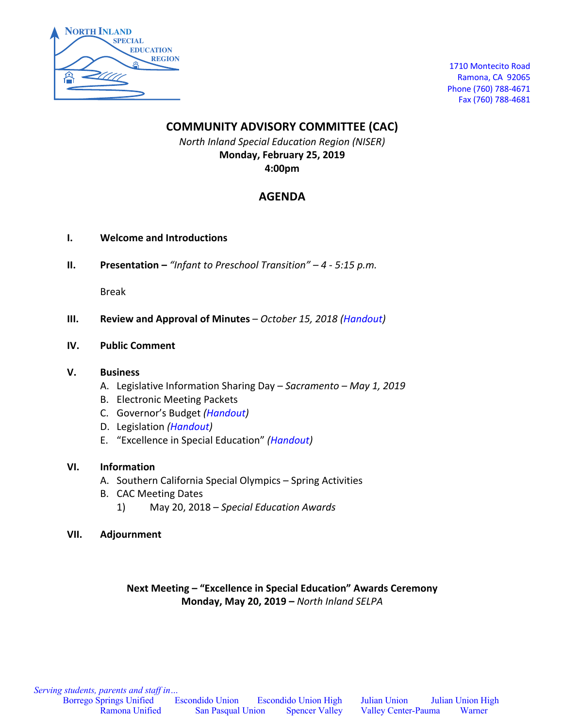NORTH INLAND SPECIAL EDUCATION REGION

1710 Montecito Road
Ramona, CA 92065
Phone (760) 788-4671
Fax (760) 788-4681

# COMMUNITY ADVISORY COMMITTEE (CAC)

*North Inland Special Education Region (NISER)*
**Monday, February 25, 2019**
**4:00pm**

## AGENDA

**I. Welcome and Introductions**

**II. Presentation –** *"Infant to Preschool Transition" – 4 - 5:15 p.m.*

Break

**III. Review and Approval of Minutes** – *October 15, 2018 (Handout)*

**IV. Public Comment**

**V. Business**

A. Legislative Information Sharing Day – *Sacramento – May 1, 2019*
B. Electronic Meeting Packets
C. Governor's Budget *(Handout)*
D. Legislation *(Handout)*
E. "Excellence in Special Education" *(Handout)*

**VI. Information**

A. Southern California Special Olympics – Spring Activities
B. CAC Meeting Dates
   1) May 20, 2018 – *Special Education Awards*

**VII. Adjournment**

**Next Meeting – "Excellence in Special Education" Awards Ceremony**
**Monday, May 20, 2019 –** *North Inland SELPA*

*Serving students, parents and staff in…*
Borrego Springs Unified, Escondido Union, Escondido Union High, Julian Union, Julian Union High, Ramona Unified, San Pasqual Union, Spencer Valley, Valley Center-Pauma, Warner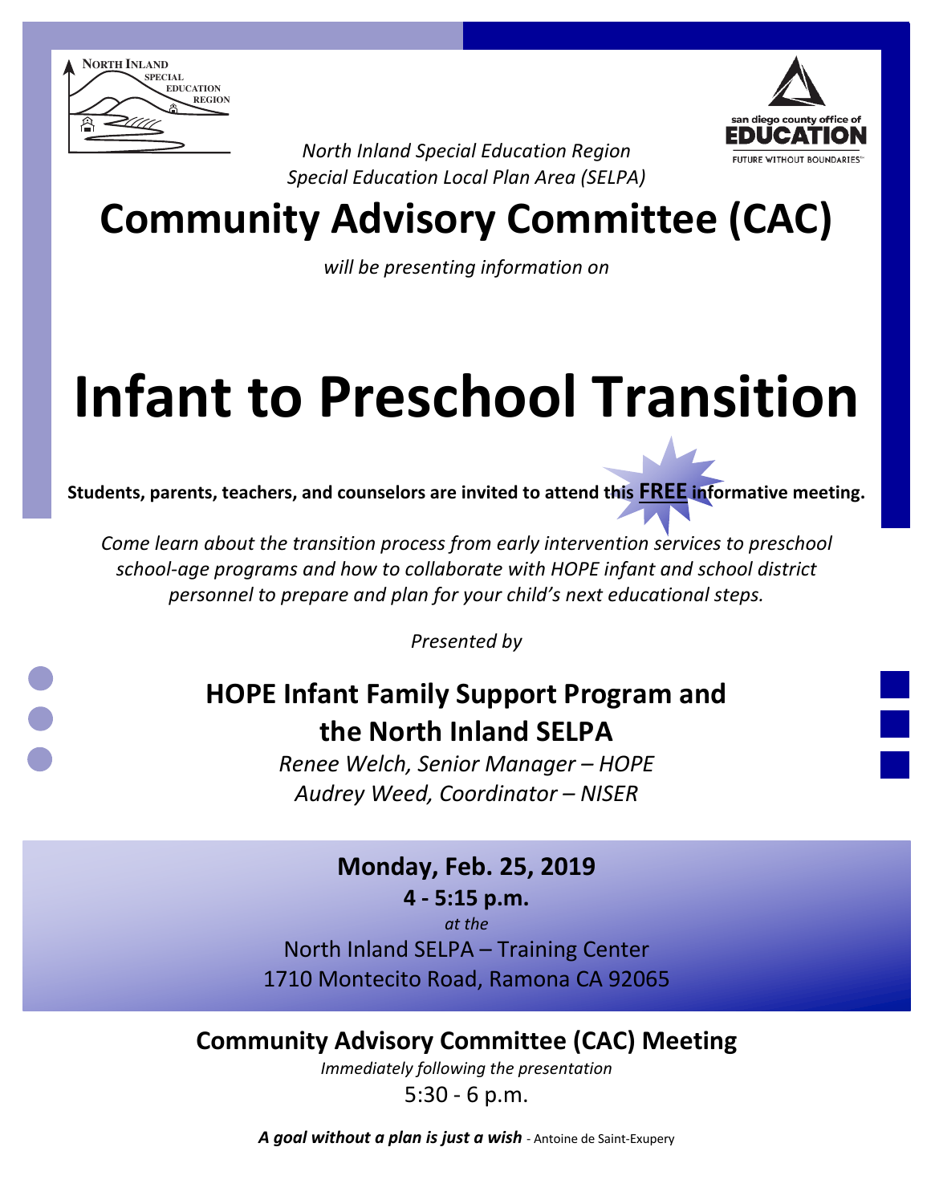NORTH INLAND SPECIAL EDUCATION REGION

san diego county office of EDUCATION — FUTURE WITHOUT BOUNDARIES

*North Inland Special Education Region*
*Special Education Local Plan Area (SELPA)*

# Community Advisory Committee (CAC)

*will be presenting information on*

# Infant to Preschool Transition

**Students, parents, teachers, and counselors are invited to attend this <u>FREE</u> informative meeting.**

*Come learn about the transition process from early intervention services to preschool school-age programs and how to collaborate with HOPE infant and school district personnel to prepare and plan for your child's next educational steps.*

*Presented by*

## HOPE Infant Family Support Program and the North Inland SELPA

*Renee Welch, Senior Manager – HOPE*
*Audrey Weed, Coordinator – NISER*

**Monday, Feb. 25, 2019**
**4 - 5:15 p.m.**
*at the*
North Inland SELPA – Training Center
1710 Montecito Road, Ramona CA 92065

## Community Advisory Committee (CAC) Meeting

*Immediately following the presentation*
5:30 - 6 p.m.

***A goal without a plan is just a wish*** - Antoine de Saint-Exupery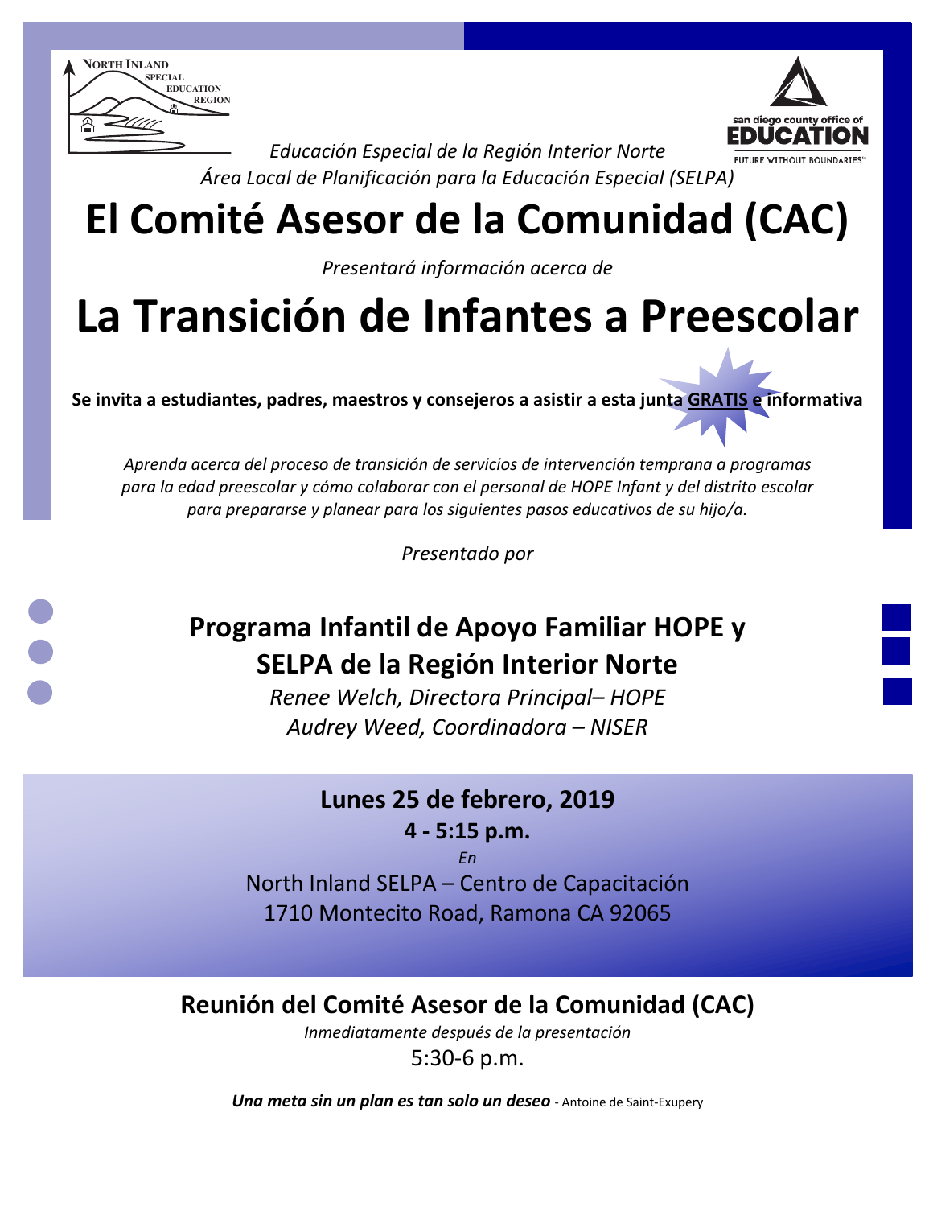NORTH INLAND SPECIAL EDUCATION REGION

san diego county office of EDUCATION FUTURE WITHOUT BOUNDARIES

*Educación Especial de la Región Interior Norte*
*Área Local de Planificación para la Educación Especial (SELPA)*

# El Comité Asesor de la Comunidad (CAC)

*Presentará información acerca de*

# La Transición de Infantes a Preescolar

**Se invita a estudiantes, padres, maestros y consejeros a asistir a esta junta GRATIS e informativa**

*Aprenda acerca del proceso de transición de servicios de intervención temprana a programas para la edad preescolar y cómo colaborar con el personal de HOPE Infant y del distrito escolar para prepararse y planear para los siguientes pasos educativos de su hijo/a.*

*Presentado por*

## Programa Infantil de Apoyo Familiar HOPE y SELPA de la Región Interior Norte

*Renee Welch, Directora Principal– HOPE*
*Audrey Weed, Coordinadora – NISER*

**Lunes 25 de febrero, 2019**
**4 - 5:15 p.m.**
*En*
North Inland SELPA – Centro de Capacitación
1710 Montecito Road, Ramona CA 92065

## Reunión del Comité Asesor de la Comunidad (CAC)

*Inmediatamente después de la presentación*
5:30-6 p.m.

***Una meta sin un plan es tan solo un deseo*** - Antoine de Saint-Exupery